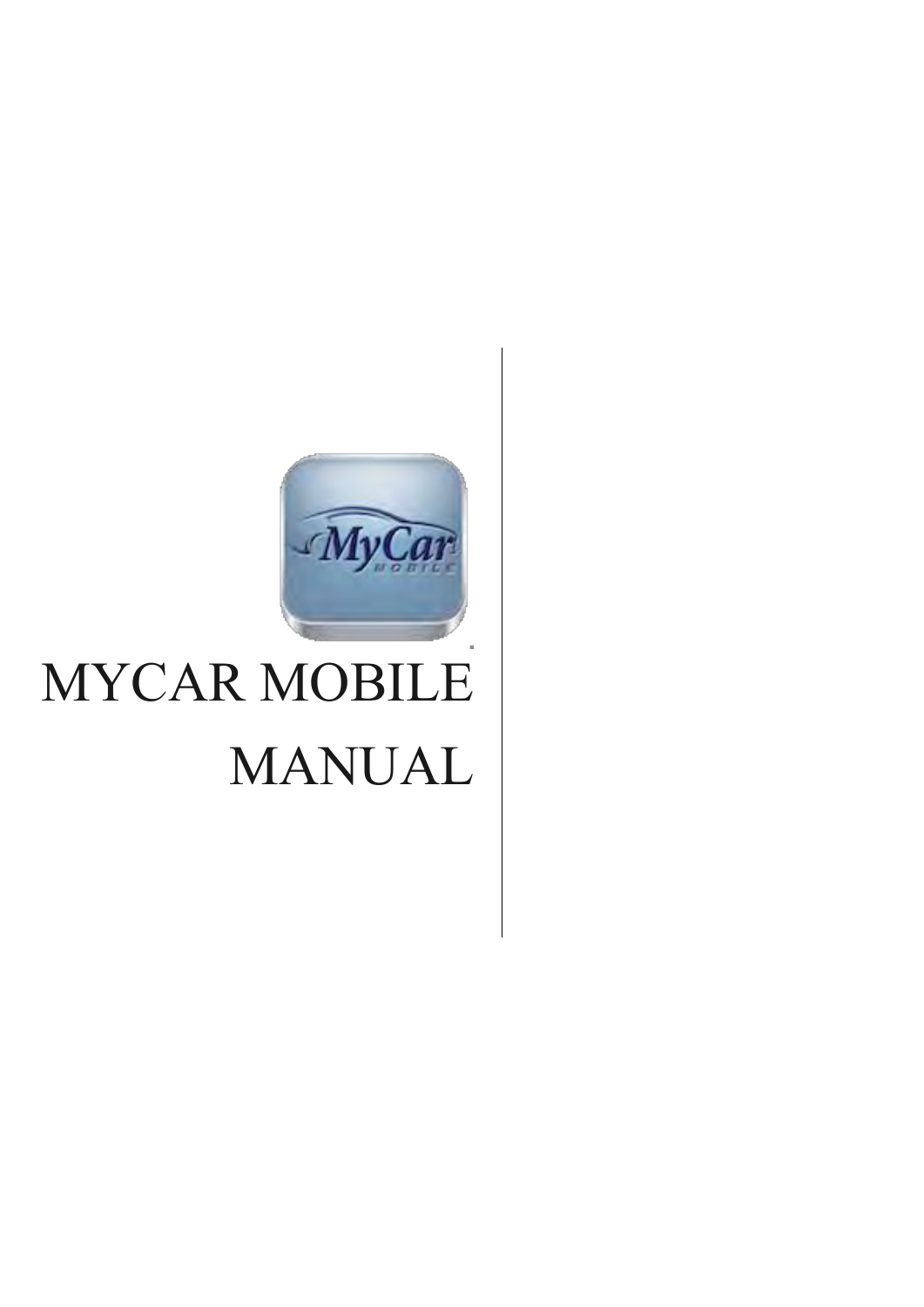# MYCAR MOBILE MANUAL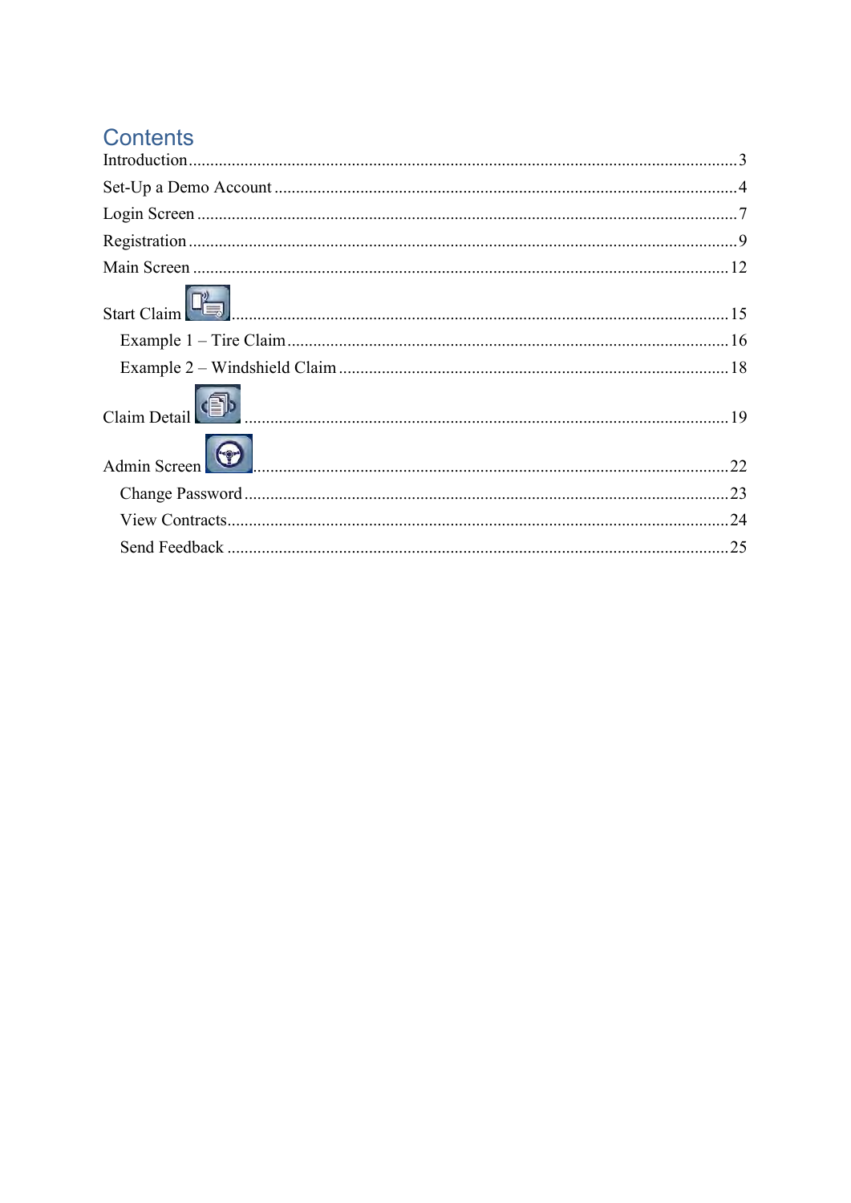# Contents

Introduction ........................................................ 3
Set-Up a Demo Account ........................................................ 4
Login Screen ........................................................ 7
Registration ........................................................ 9
Main Screen ........................................................ 12
Start Claim ........................................................ 15
  Example 1 – Tire Claim ........................................................ 16
  Example 2 – Windshield Claim ........................................................ 18
Claim Detail ........................................................ 19
Admin Screen ........................................................ 22
  Change Password ........................................................ 23
  View Contracts ........................................................ 24
  Send Feedback ........................................................ 25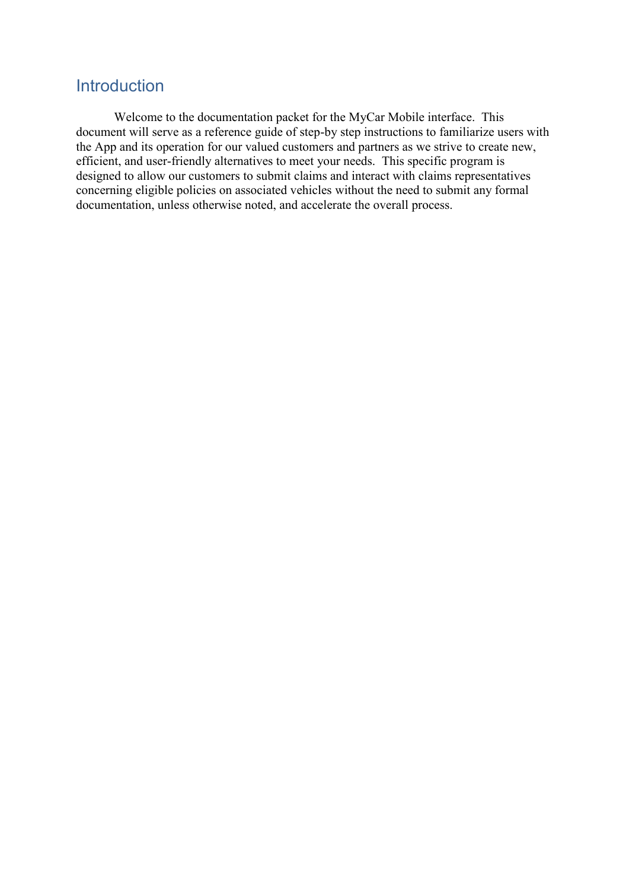# Introduction

Welcome to the documentation packet for the MyCar Mobile interface. This document will serve as a reference guide of step-by step instructions to familiarize users with the App and its operation for our valued customers and partners as we strive to create new, efficient, and user-friendly alternatives to meet your needs. This specific program is designed to allow our customers to submit claims and interact with claims representatives concerning eligible policies on associated vehicles without the need to submit any formal documentation, unless otherwise noted, and accelerate the overall process.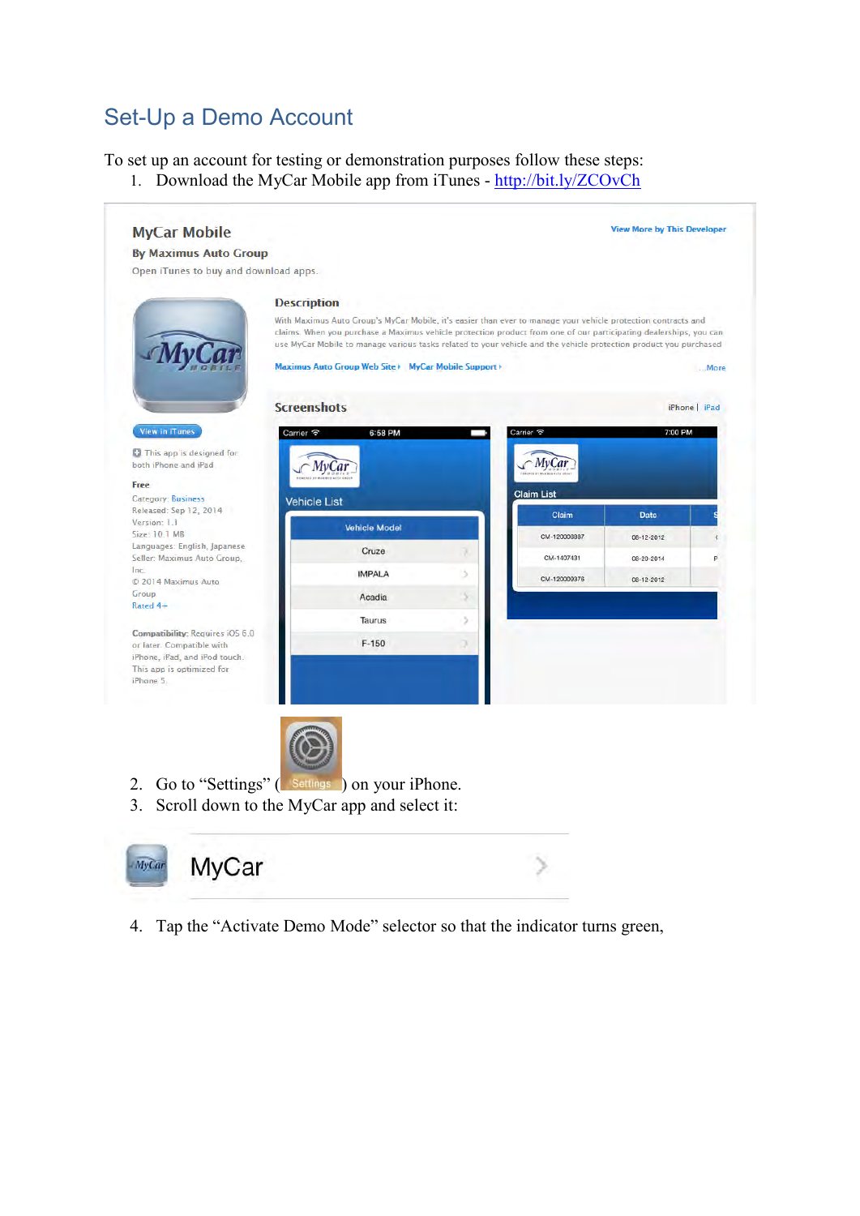## Set-Up a Demo Account

To set up an account for testing or demonstration purposes follow these steps:

1. Download the MyCar Mobile app from iTunes - http://bit.ly/ZCOvCh

2. Go to “Settings” ( Settings ) on your iPhone.
3. Scroll down to the MyCar app and select it:

MyCar

4. Tap the “Activate Demo Mode” selector so that the indicator turns green,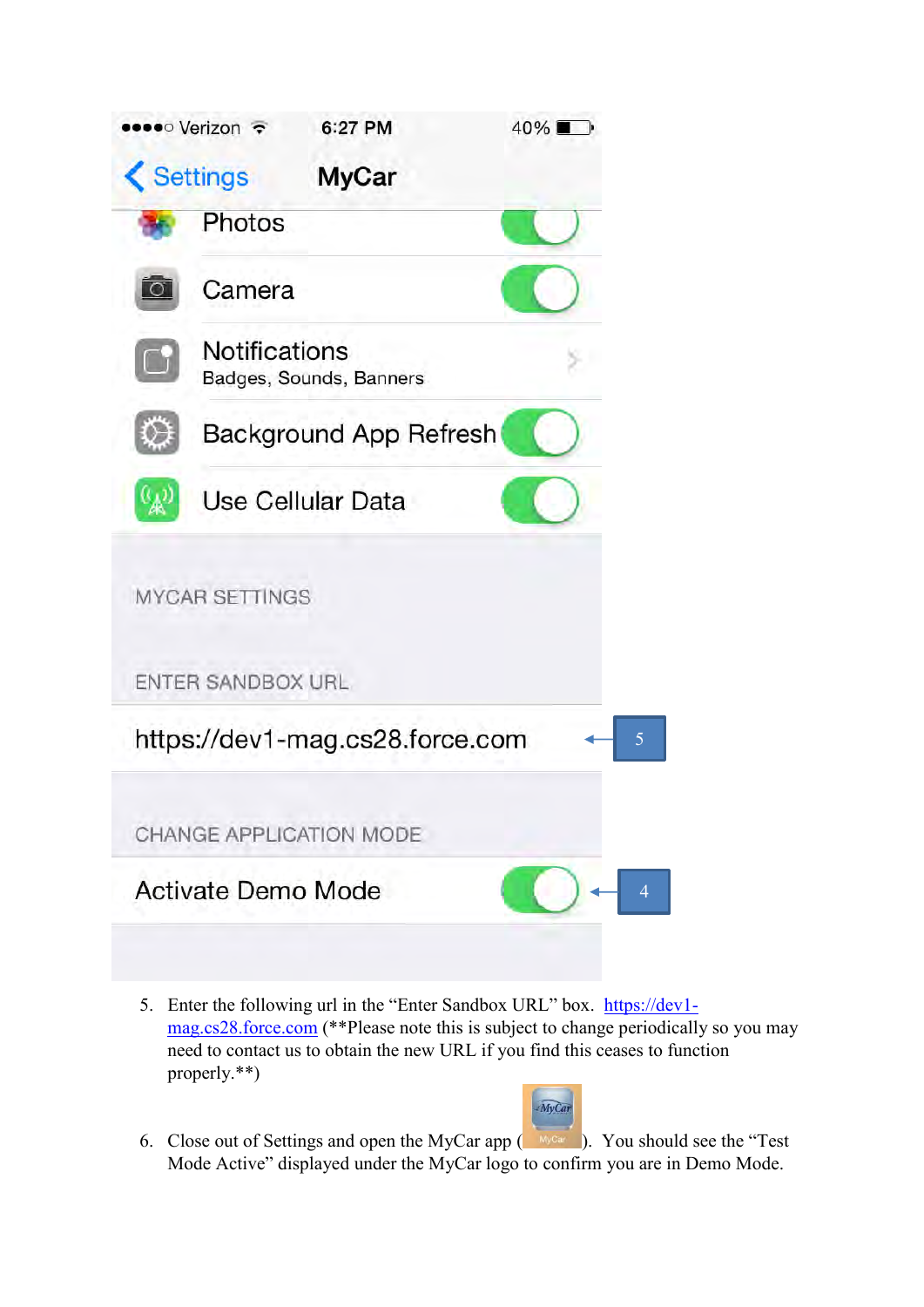5. Enter the following url in the “Enter Sandbox URL” box. https://dev1-mag.cs28.force.com (**Please note this is subject to change periodically so you may need to contact us to obtain the new URL if you find this ceases to function properly.**)

6. Close out of Settings and open the MyCar app ( ). You should see the “Test Mode Active” displayed under the MyCar logo to confirm you are in Demo Mode.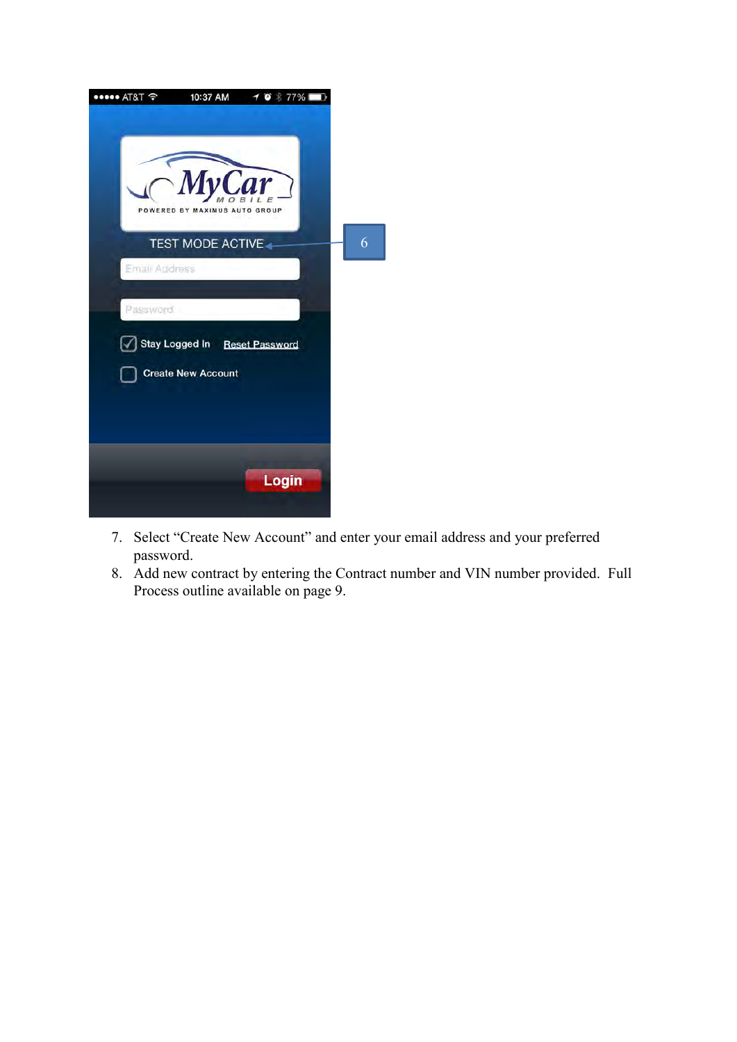7. Select “Create New Account” and enter your email address and your preferred password.
8. Add new contract by entering the Contract number and VIN number provided. Full Process outline available on page 9.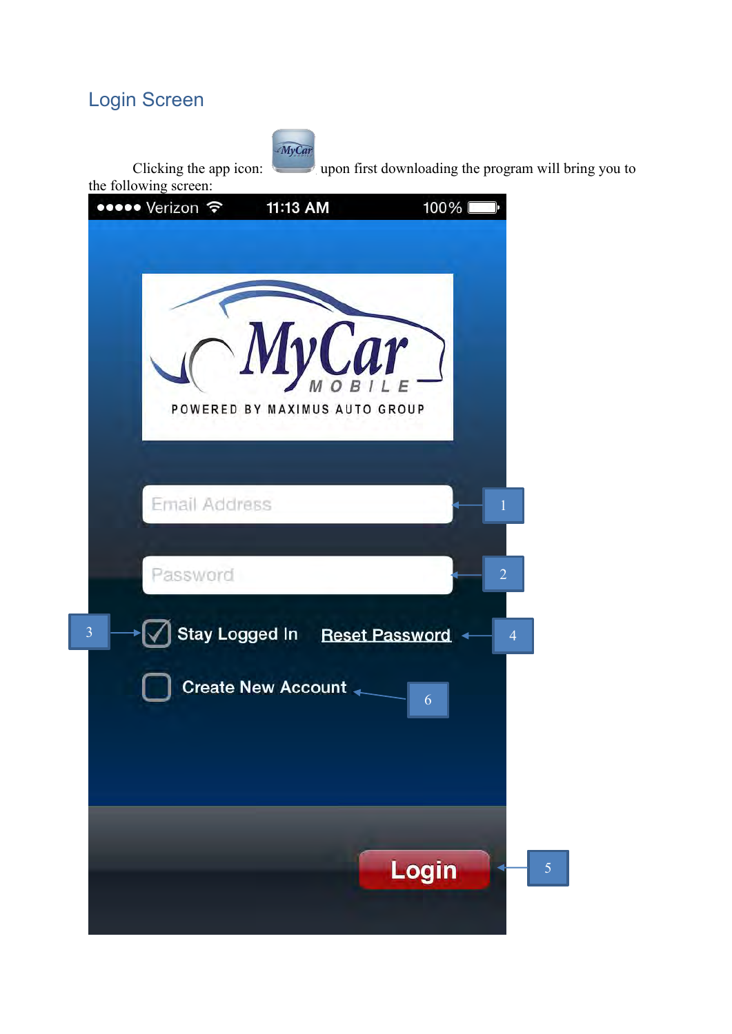## Login Screen

Clicking the app icon: upon first downloading the program will bring you to the following screen: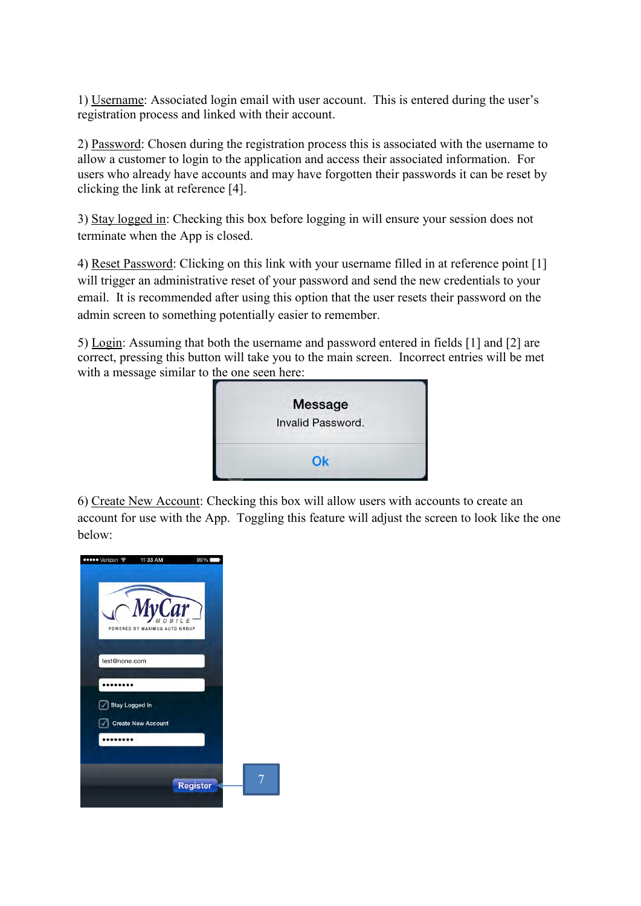1) Username: Associated login email with user account. This is entered during the user's registration process and linked with their account.

2) Password: Chosen during the registration process this is associated with the username to allow a customer to login to the application and access their associated information. For users who already have accounts and may have forgotten their passwords it can be reset by clicking the link at reference [4].

3) Stay logged in: Checking this box before logging in will ensure your session does not terminate when the App is closed.

4) Reset Password: Clicking on this link with your username filled in at reference point [1] will trigger an administrative reset of your password and send the new credentials to your email. It is recommended after using this option that the user resets their password on the admin screen to something potentially easier to remember.

5) Login: Assuming that both the username and password entered in fields [1] and [2] are correct, pressing this button will take you to the main screen. Incorrect entries will be met with a message similar to the one seen here:

6) Create New Account: Checking this box will allow users with accounts to create an account for use with the App. Toggling this feature will adjust the screen to look like the one below: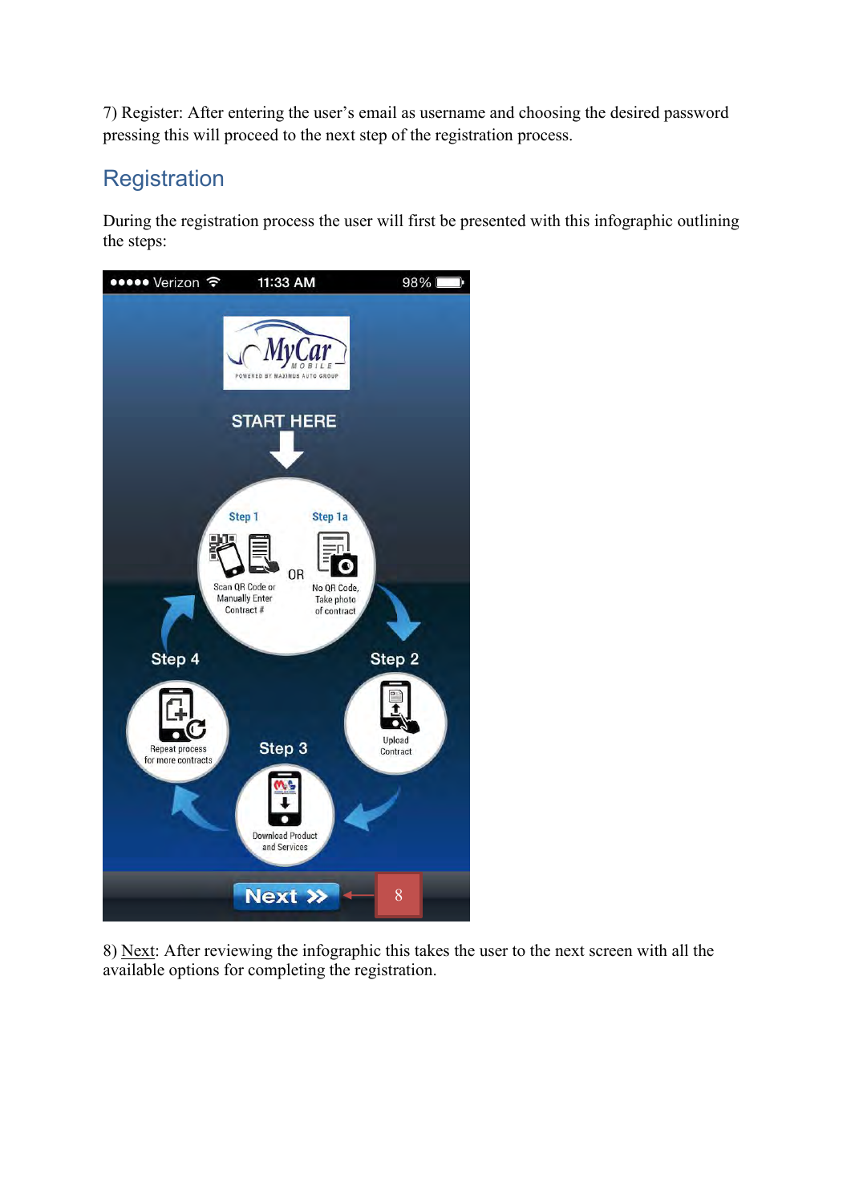7) Register: After entering the user's email as username and choosing the desired password pressing this will proceed to the next step of the registration process.

## Registration

During the registration process the user will first be presented with this infographic outlining the steps:

8) Next: After reviewing the infographic this takes the user to the next screen with all the available options for completing the registration.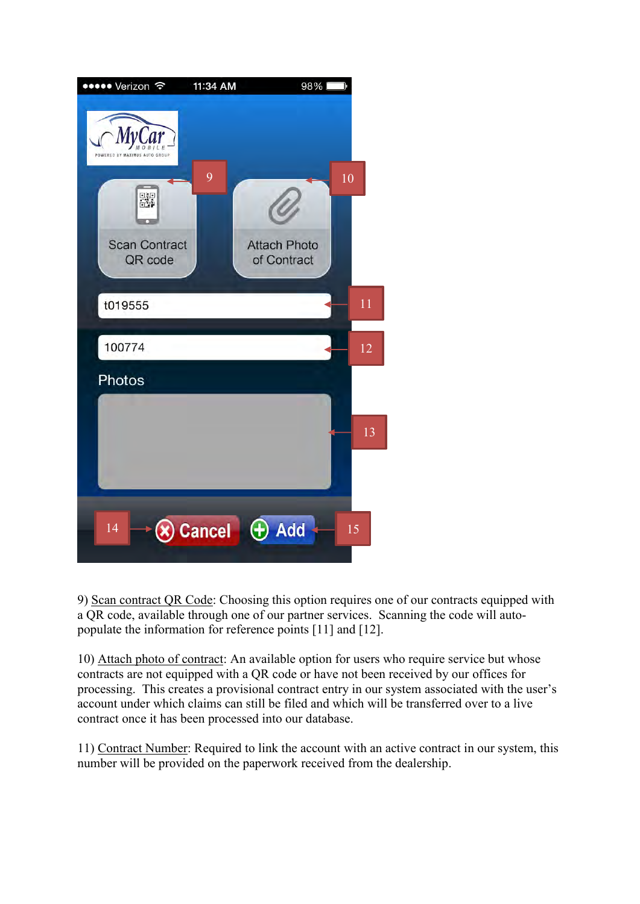9) Scan contract QR Code: Choosing this option requires one of our contracts equipped with a QR code, available through one of our partner services. Scanning the code will auto-populate the information for reference points [11] and [12].

10) Attach photo of contract: An available option for users who require service but whose contracts are not equipped with a QR code or have not been received by our offices for processing. This creates a provisional contract entry in our system associated with the user's account under which claims can still be filed and which will be transferred over to a live contract once it has been processed into our database.

11) Contract Number: Required to link the account with an active contract in our system, this number will be provided on the paperwork received from the dealership.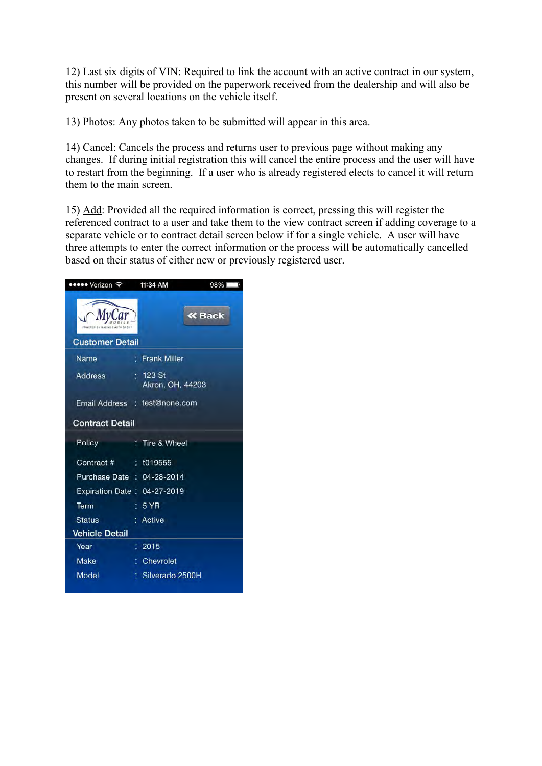12) Last six digits of VIN: Required to link the account with an active contract in our system, this number will be provided on the paperwork received from the dealership and will also be present on several locations on the vehicle itself.

13) Photos: Any photos taken to be submitted will appear in this area.

14) Cancel: Cancels the process and returns user to previous page without making any changes. If during initial registration this will cancel the entire process and the user will have to restart from the beginning. If a user who is already registered elects to cancel it will return them to the main screen.

15) Add: Provided all the required information is correct, pressing this will register the referenced contract to a user and take them to the view contract screen if adding coverage to a separate vehicle or to contract detail screen below if for a single vehicle. A user will have three attempts to enter the correct information or the process will be automatically cancelled based on their status of either new or previously registered user.

●●●●● Verizon 11:34 AM 98%

MyCar MOBILE

« Back

**Customer Detail**

| | | |
|---|---|---|
| Name | : | Frank Miller |
| Address | : | 123 St<br>Akron, OH, 44203 |
| Email Address | : | test@none.com |

**Contract Detail**

| | | |
|---|---|---|
| Policy | : | Tire & Wheel |
| Contract # | : | t019555 |
| Purchase Date | : | 04-28-2014 |
| Expiration Date | : | 04-27-2019 |
| Term | : | 5 YR |
| Status | : | Active |

**Vehicle Detail**

| | | |
|---|---|---|
| Year | : | 2015 |
| Make | : | Chevrolet |
| Model | : | Silverado 2500H |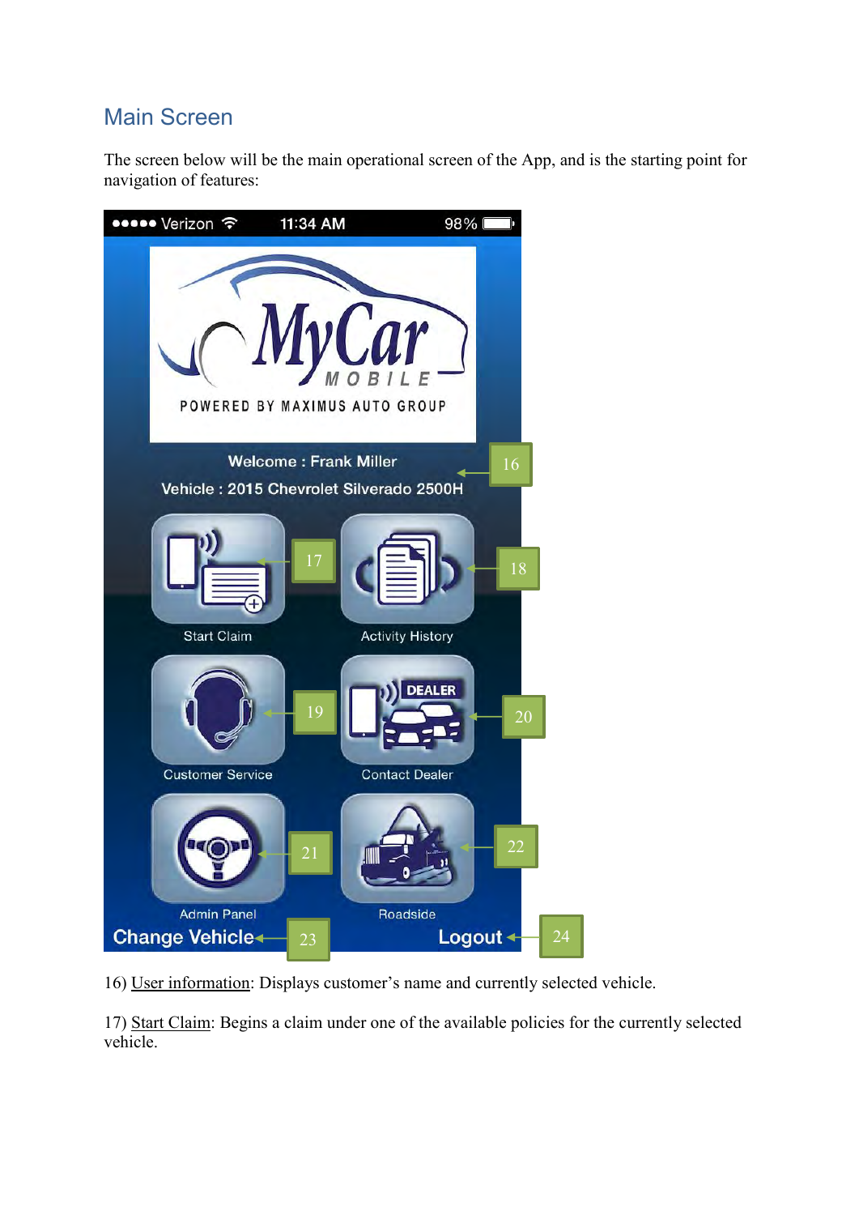## Main Screen

The screen below will be the main operational screen of the App, and is the starting point for navigation of features:

●●●●● Verizon 11:34 AM 98%

MyCar MOBILE

POWERED BY MAXIMUS AUTO GROUP

Welcome : Frank Miller

Vehicle : 2015 Chevrolet Silverado 2500H

16

Start Claim 17

Activity History 18

Customer Service 19

DEALER

Contact Dealer 20

Admin Panel 21

Roadside 22

Change Vehicle 23

Logout 24

16) User information: Displays customer's name and currently selected vehicle.

17) Start Claim: Begins a claim under one of the available policies for the currently selected vehicle.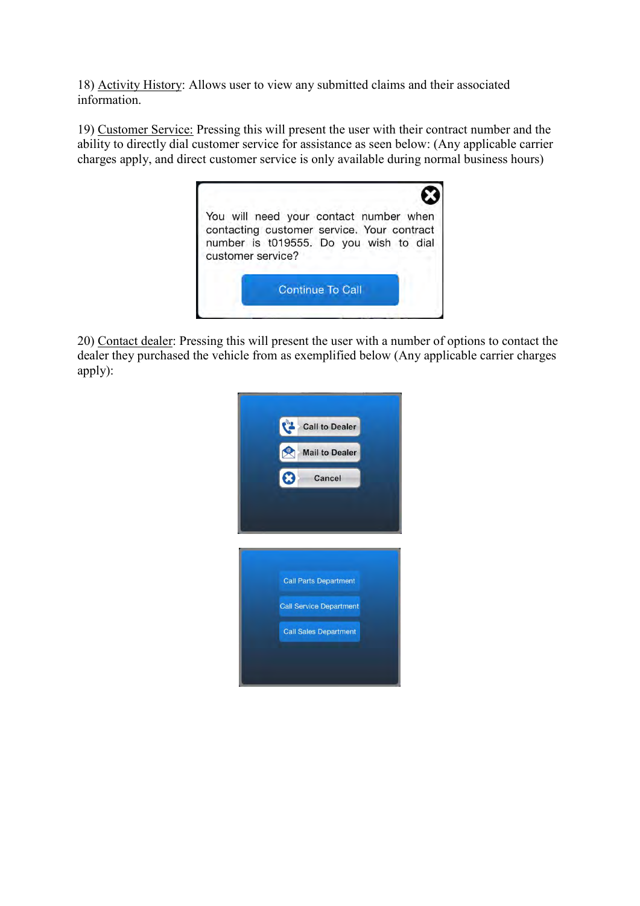18) Activity History: Allows user to view any submitted claims and their associated information.

19) Customer Service: Pressing this will present the user with their contract number and the ability to directly dial customer service for assistance as seen below: (Any applicable carrier charges apply, and direct customer service is only available during normal business hours)

You will need your contact number when contacting customer service. Your contract number is t019555. Do you wish to dial customer service?

Continue To Call

20) Contact dealer: Pressing this will present the user with a number of options to contact the dealer they purchased the vehicle from as exemplified below (Any applicable carrier charges apply):

Call to Dealer

Mail to Dealer

Cancel

Call Parts Department

Call Service Department

Call Sales Department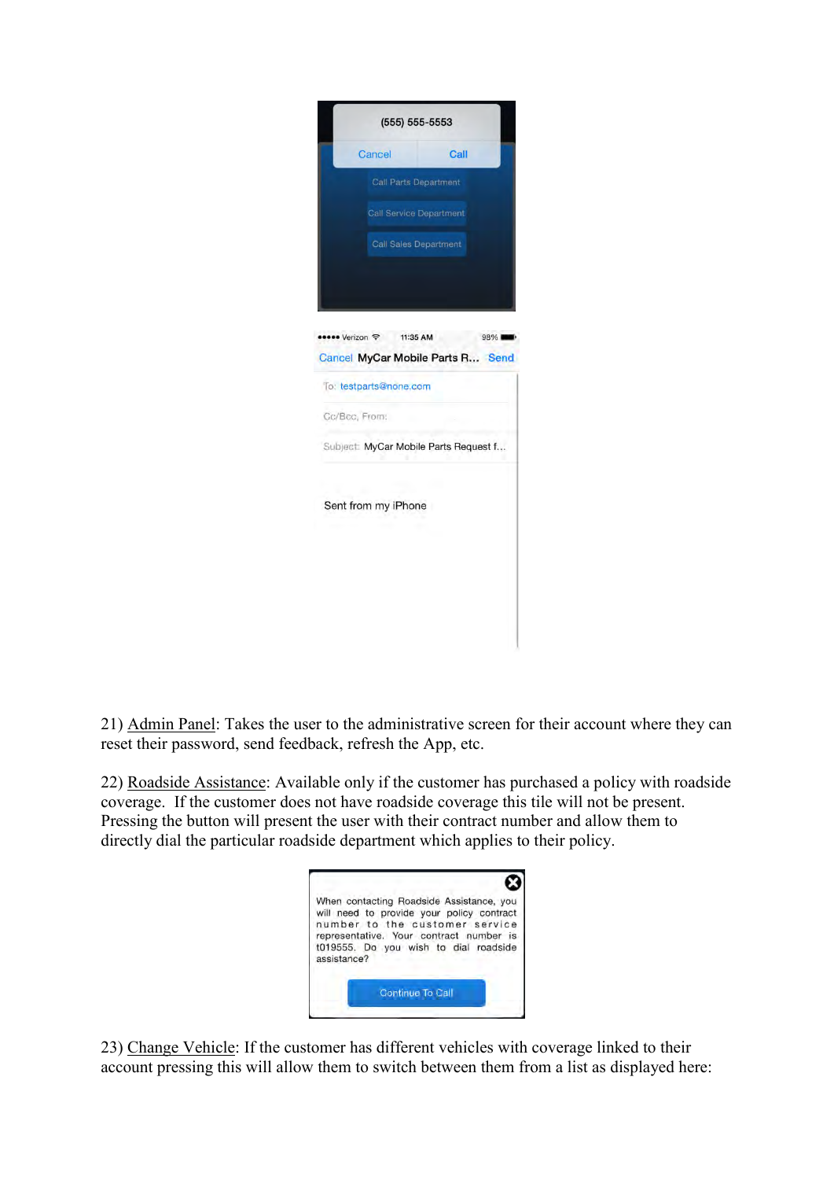21) <u>Admin Panel</u>: Takes the user to the administrative screen for their account where they can reset their password, send feedback, refresh the App, etc.

22) <u>Roadside Assistance</u>: Available only if the customer has purchased a policy with roadside coverage. If the customer does not have roadside coverage this tile will not be present. Pressing the button will present the user with their contract number and allow them to directly dial the particular roadside department which applies to their policy.

23) <u>Change Vehicle</u>: If the customer has different vehicles with coverage linked to their account pressing this will allow them to switch between them from a list as displayed here: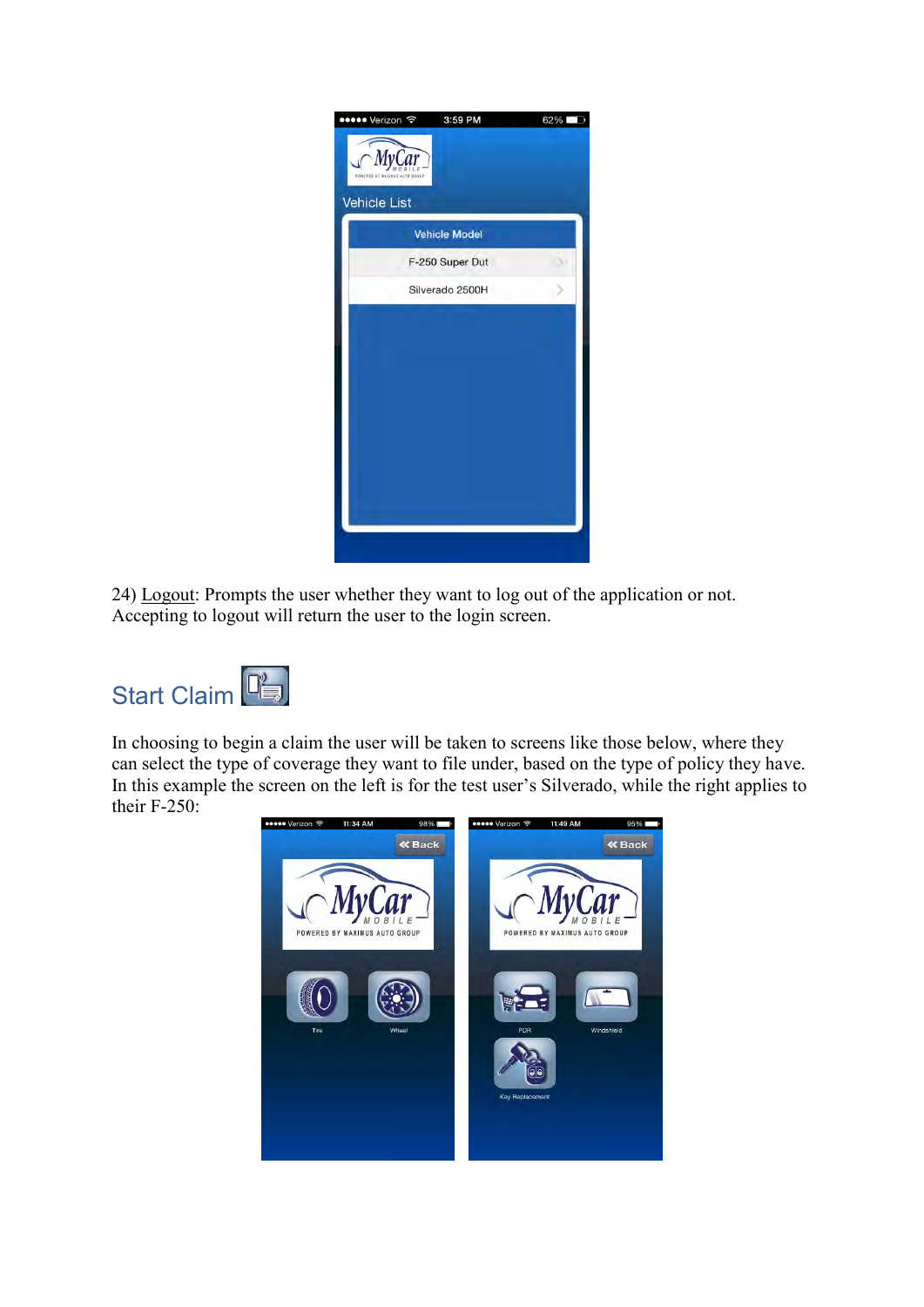24) Logout: Prompts the user whether they want to log out of the application or not. Accepting to logout will return the user to the login screen.

## Start Claim

In choosing to begin a claim the user will be taken to screens like those below, where they can select the type of coverage they want to file under, based on the type of policy they have. In this example the screen on the left is for the test user's Silverado, while the right applies to their F-250: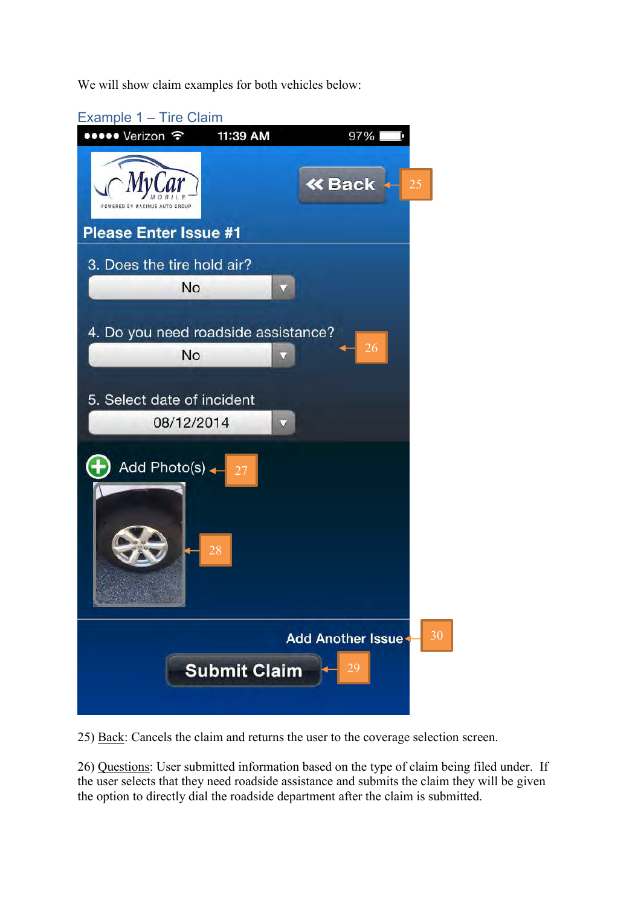We will show claim examples for both vehicles below:

## Example 1 – Tire Claim

25) Back: Cancels the claim and returns the user to the coverage selection screen.

26) Questions: User submitted information based on the type of claim being filed under. If the user selects that they need roadside assistance and submits the claim they will be given the option to directly dial the roadside department after the claim is submitted.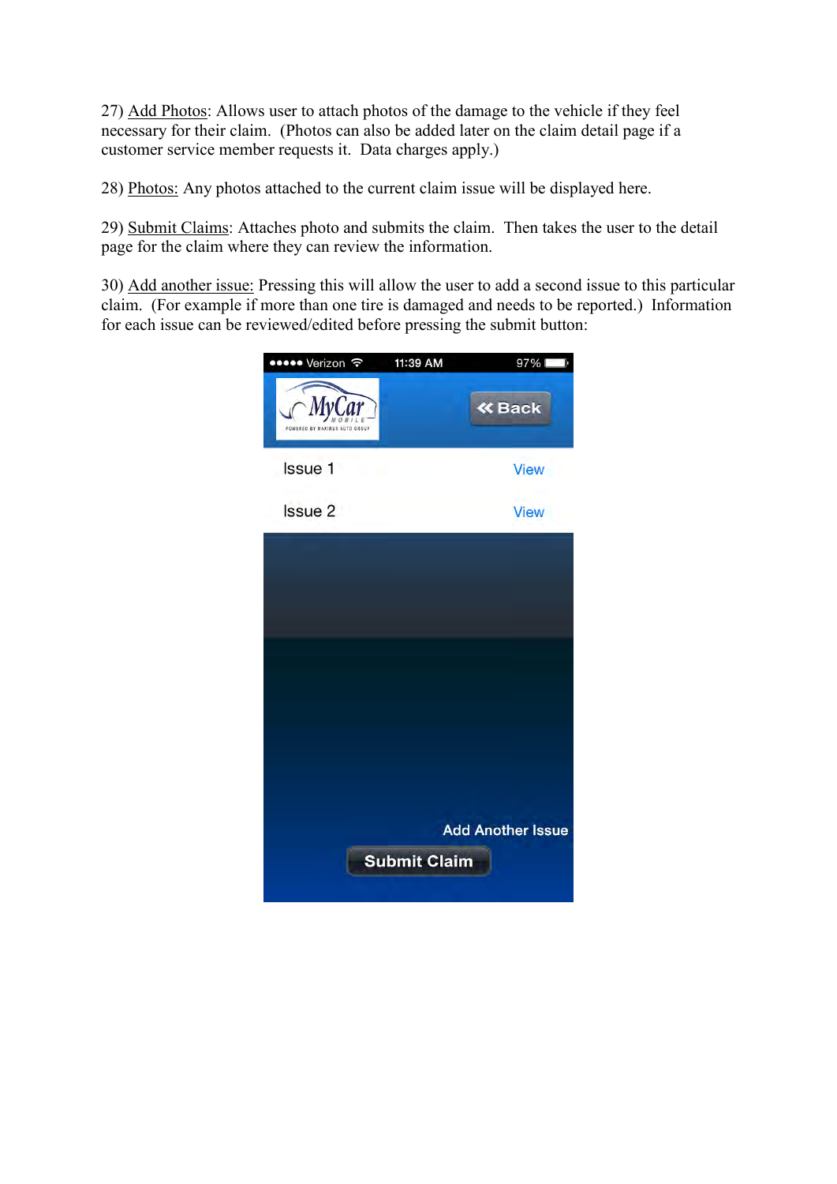27) <u>Add Photos</u>: Allows user to attach photos of the damage to the vehicle if they feel necessary for their claim.  (Photos can also be added later on the claim detail page if a customer service member requests it.  Data charges apply.)

28) <u>Photos:</u> Any photos attached to the current claim issue will be displayed here.

29) <u>Submit Claims</u>: Attaches photo and submits the claim.  Then takes the user to the detail page for the claim where they can review the information.

30) <u>Add another issue:</u> Pressing this will allow the user to add a second issue to this particular claim.  (For example if more than one tire is damaged and needs to be reported.)  Information for each issue can be reviewed/edited before pressing the submit button:

●●●●● Verizon 11:39 AM 97%

MyCar MOBILE POWERED BY MAXIMUS AUTO GROUP

« Back

Issue 1 View

Issue 2 View

Add Another Issue

Submit Claim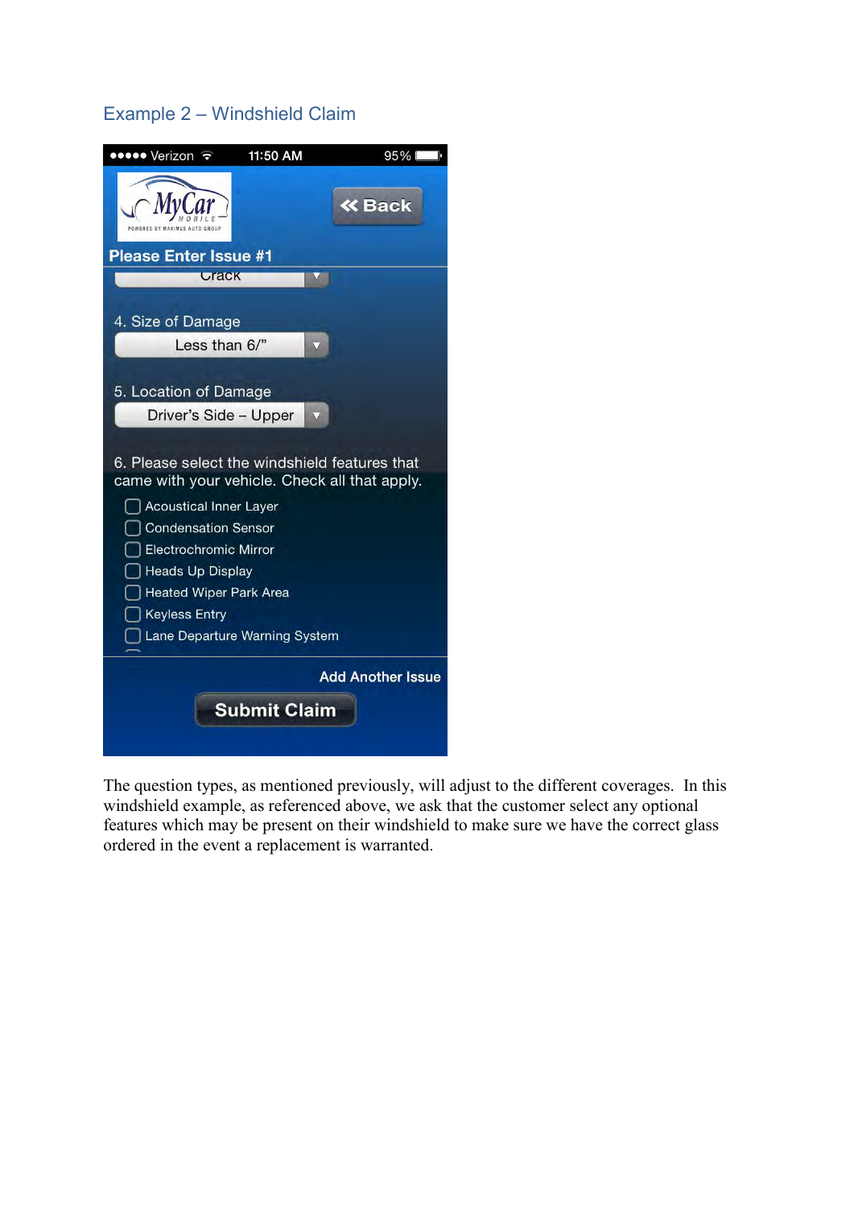## Example 2 – Windshield Claim

●●●●● Verizon 11:50 AM 95%

MyCar MOBILE POWERED BY MAXIMUS AUTO GROUP

« Back

**Please Enter Issue #1**

Crack

4. Size of Damage

Less than 6/"

5. Location of Damage

Driver's Side – Upper

6. Please select the windshield features that came with your vehicle. Check all that apply.

- Acoustical Inner Layer
- Condensation Sensor
- Electrochromic Mirror
- Heads Up Display
- Heated Wiper Park Area
- Keyless Entry
- Lane Departure Warning System

**Add Another Issue**

**Submit Claim**

The question types, as mentioned previously, will adjust to the different coverages. In this windshield example, as referenced above, we ask that the customer select any optional features which may be present on their windshield to make sure we have the correct glass ordered in the event a replacement is warranted.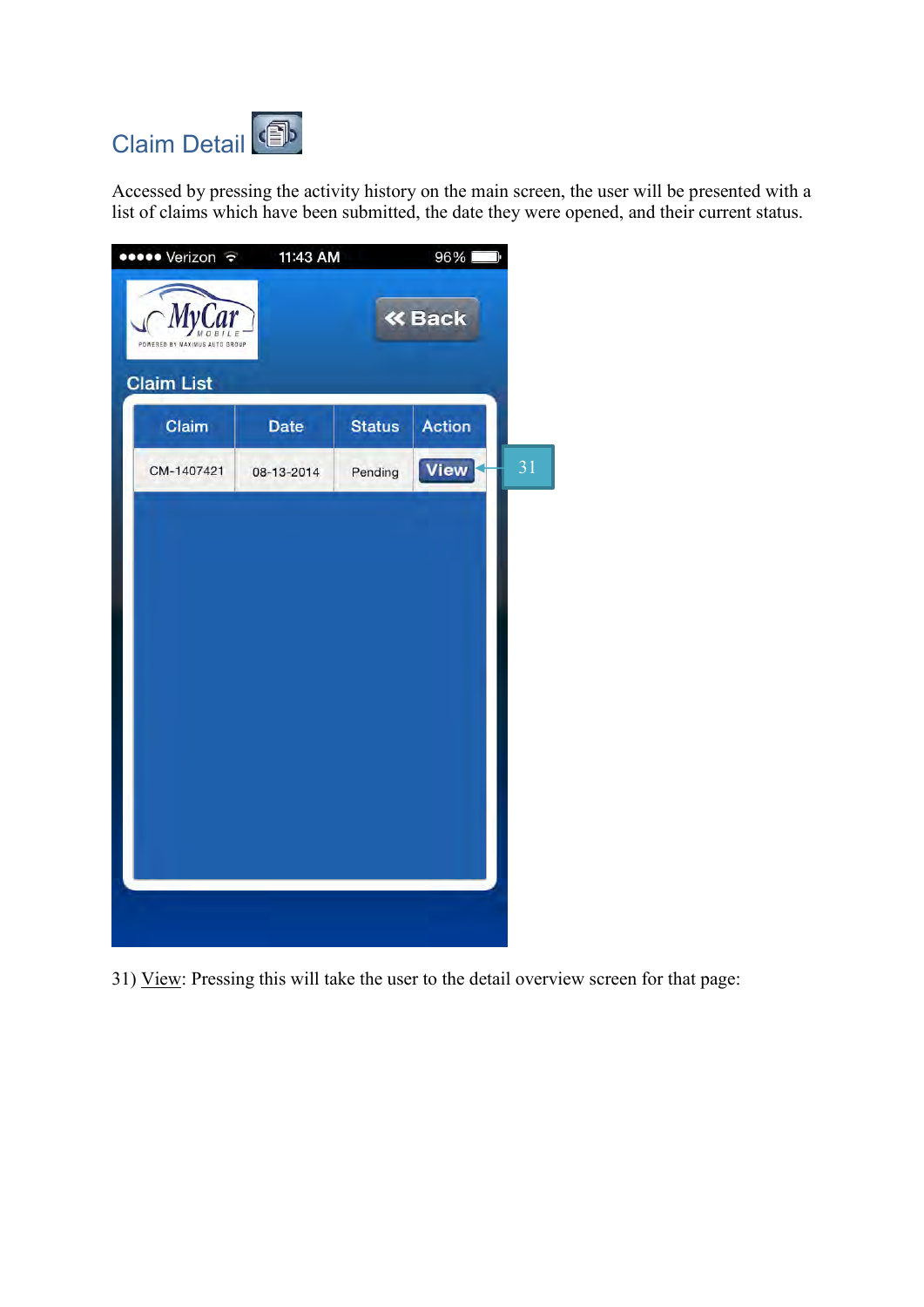## Claim Detail

Accessed by pressing the activity history on the main screen, the user will be presented with a list of claims which have been submitted, the date they were opened, and their current status.

●●●●● Verizon 11:43 AM 96%

MyCar MOBILE POWERED BY MAXIMUS AUTO GROUP

« Back

Claim List

| Claim | Date | Status | Action |
| --- | --- | --- | --- |
| CM-1407421 | 08-13-2014 | Pending | View |

31

31) View: Pressing this will take the user to the detail overview screen for that page: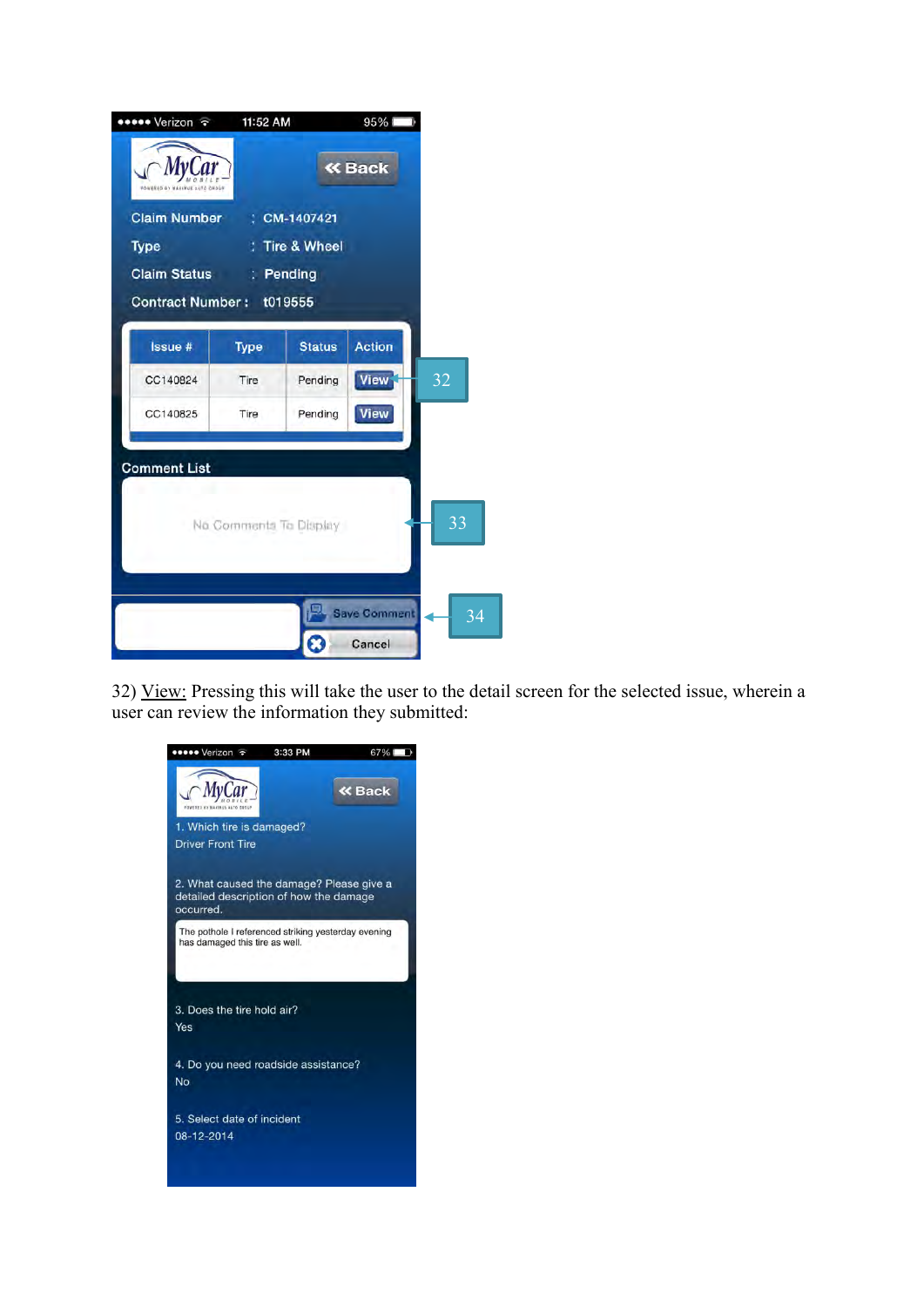32) <u>View:</u> Pressing this will take the user to the detail screen for the selected issue, wherein a user can review the information they submitted: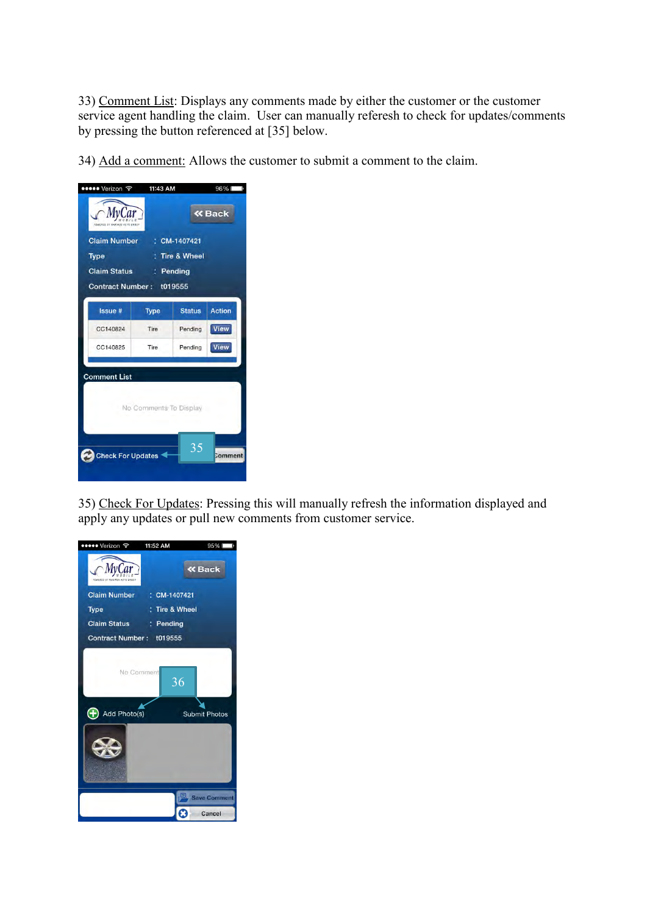33) <u>Comment List</u>: Displays any comments made by either the customer or the customer service agent handling the claim.  User can manually referesh to check for updates/comments by pressing the button referenced at [35] below.

34) <u>Add a comment:</u> Allows the customer to submit a comment to the claim.

35) <u>Check For Updates</u>: Pressing this will manually refresh the information displayed and apply any updates or pull new comments from customer service.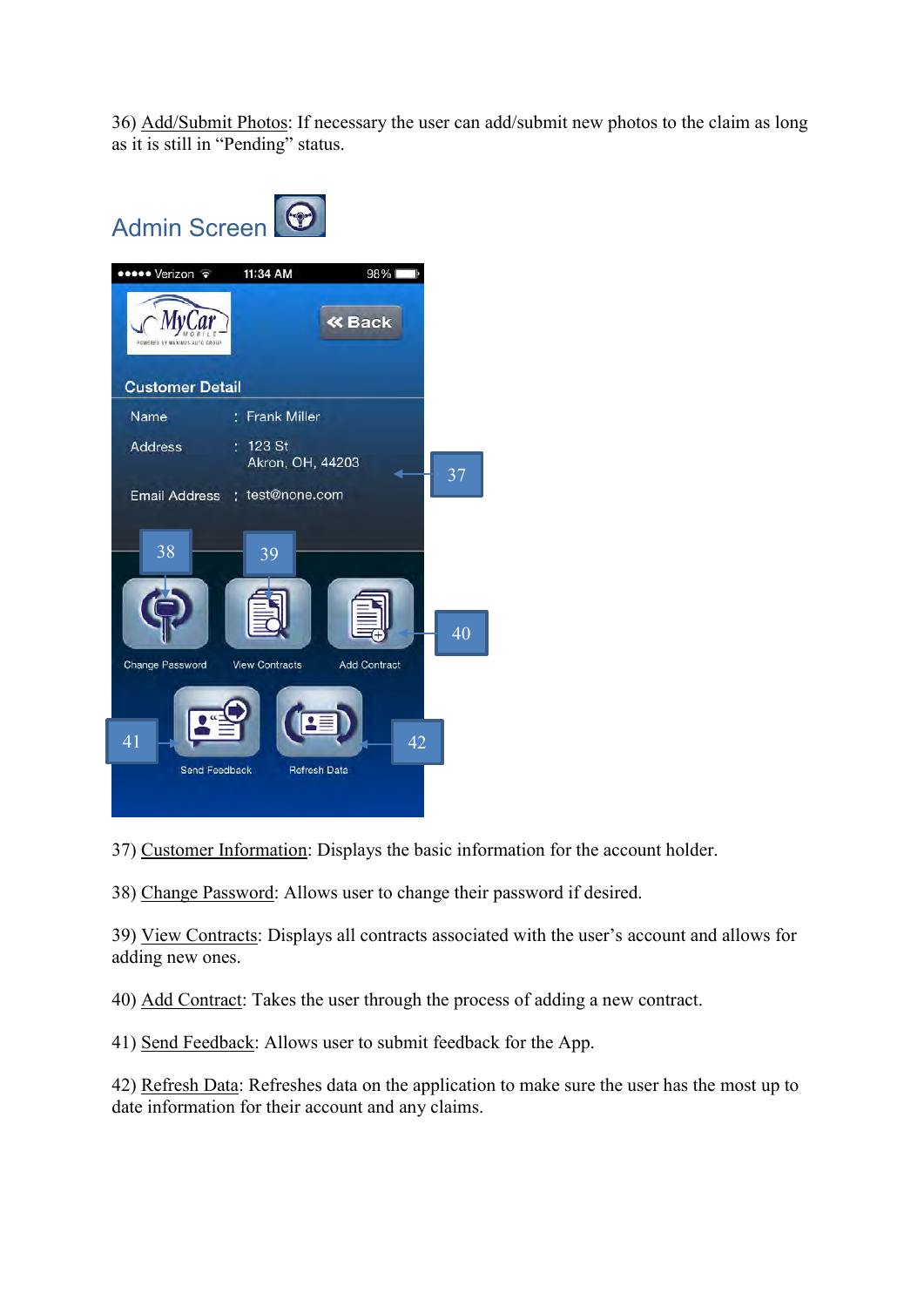36) Add/Submit Photos: If necessary the user can add/submit new photos to the claim as long as it is still in "Pending" status.

## Admin Screen

37) Customer Information: Displays the basic information for the account holder.

38) Change Password: Allows user to change their password if desired.

39) View Contracts: Displays all contracts associated with the user's account and allows for adding new ones.

40) Add Contract: Takes the user through the process of adding a new contract.

41) Send Feedback: Allows user to submit feedback for the App.

42) Refresh Data: Refreshes data on the application to make sure the user has the most up to date information for their account and any claims.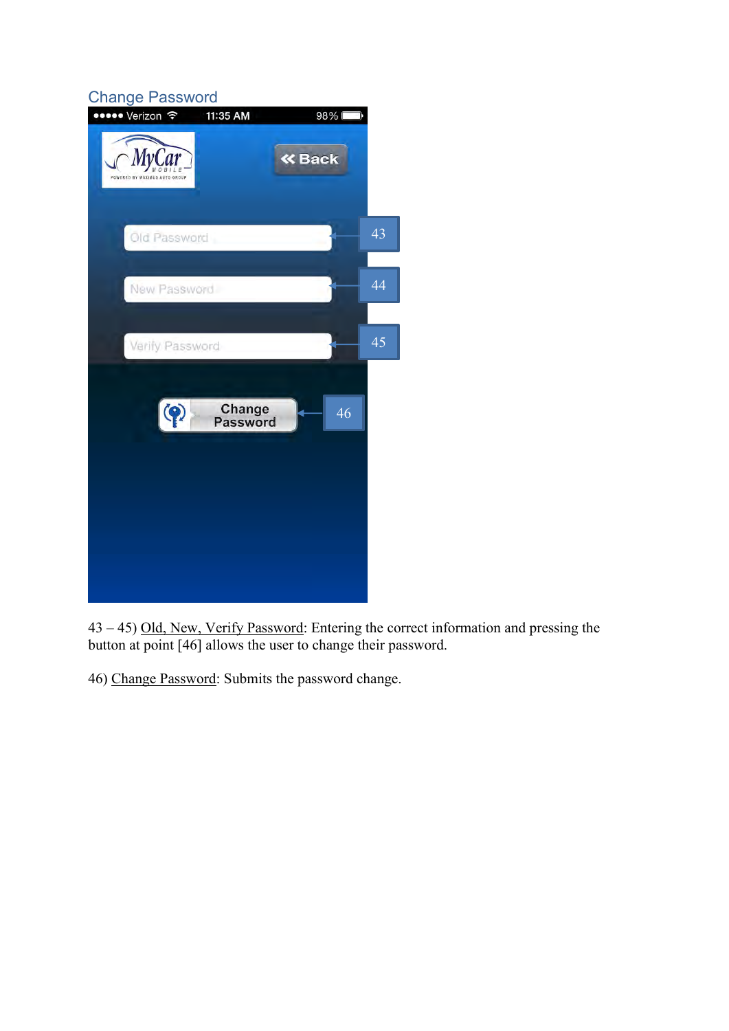## Change Password

43 – 45) Old, New, Verify Password: Entering the correct information and pressing the button at point [46] allows the user to change their password.

46) Change Password: Submits the password change.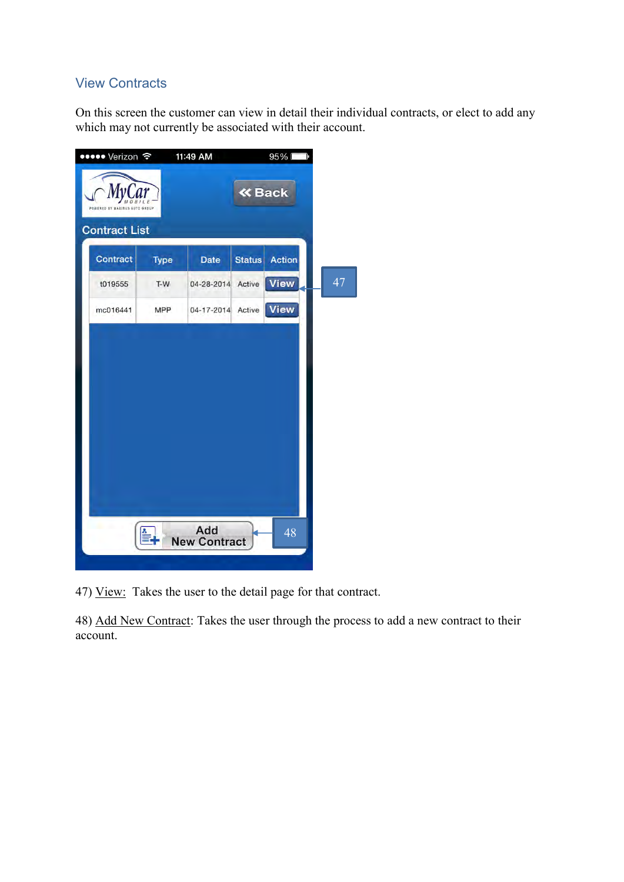## View Contracts

On this screen the customer can view in detail their individual contracts, or elect to add any which may not currently be associated with their account.

47) View: Takes the user to the detail page for that contract.

48) Add New Contract: Takes the user through the process to add a new contract to their account.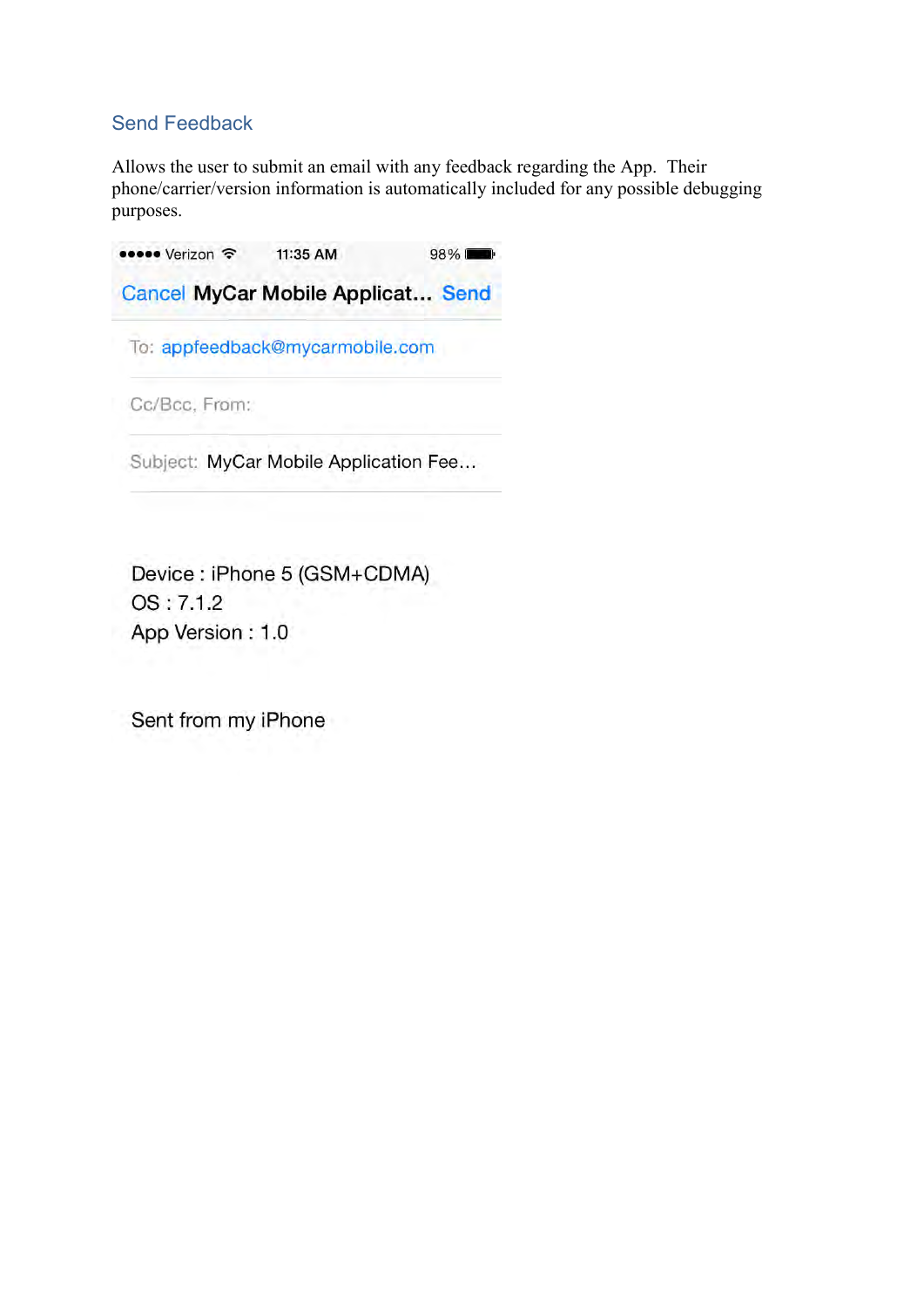## Send Feedback

Allows the user to submit an email with any feedback regarding the App. Their phone/carrier/version information is automatically included for any possible debugging purposes.

●●●●● Verizon 11:35 AM 98%

Cancel **MyCar Mobile Applicat…** Send

To: appfeedback@mycarmobile.com

Cc/Bcc, From:

Subject: MyCar Mobile Application Fee…

Device : iPhone 5 (GSM+CDMA)
OS : 7.1.2
App Version : 1.0

Sent from my iPhone